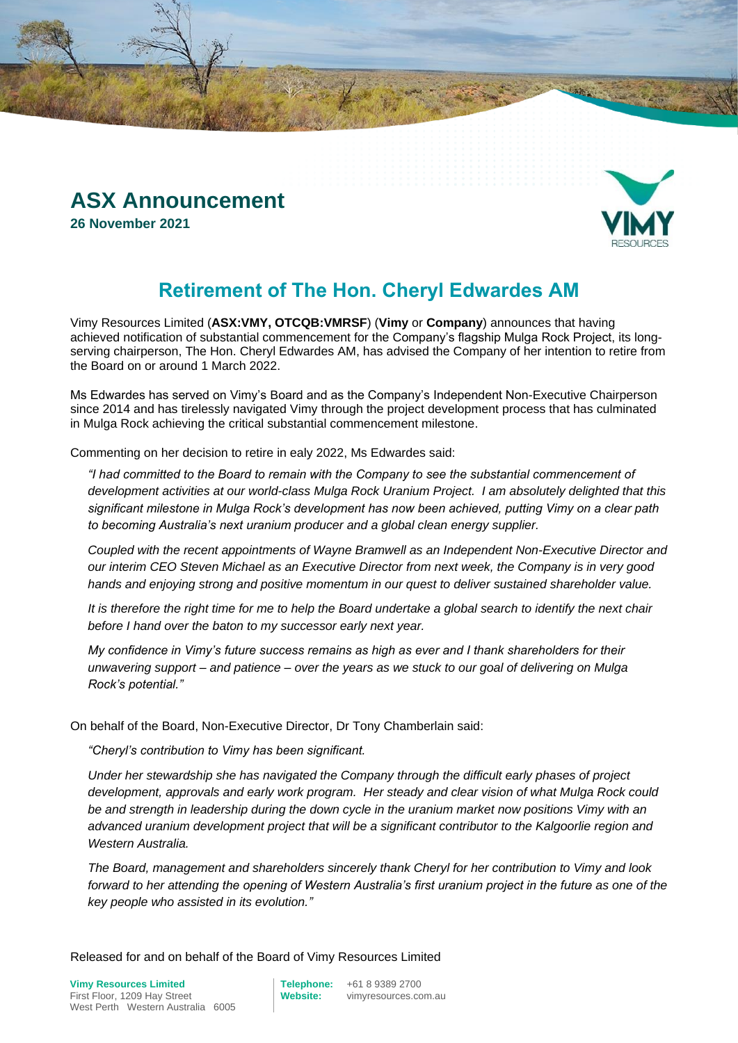# ASX Announcement

**26 November 2021**

## Retirement of The Hon. Cheryl Edwardes AM

Vimy Resources Limited (**ASX:VMY, OTCQB:VMRSF**) (**Vimy** or **Company**) announces that having achieved notification of substantial commencement for the Company's flagship Mulga Rock Project, its long-serving chairperson, The Hon. Cheryl Edwardes AM, has advised the Company of her intention to retire from the Board on or around 1 March 2022.

Ms Edwardes has served on Vimy's Board and as the Company's Independent Non-Executive Chairperson since 2014 and has tirelessly navigated Vimy through the project development process that has culminated in Mulga Rock achieving the critical substantial commencement milestone.

Commenting on her decision to retire in ealy 2022, Ms Edwardes said:

> *"I had committed to the Board to remain with the Company to see the substantial commencement of development activities at our world-class Mulga Rock Uranium Project. I am absolutely delighted that this significant milestone in Mulga Rock's development has now been achieved, putting Vimy on a clear path to becoming Australia's next uranium producer and a global clean energy supplier.*
>
> *Coupled with the recent appointments of Wayne Bramwell as an Independent Non-Executive Director and our interim CEO Steven Michael as an Executive Director from next week, the Company is in very good hands and enjoying strong and positive momentum in our quest to deliver sustained shareholder value.*
>
> *It is therefore the right time for me to help the Board undertake a global search to identify the next chair before I hand over the baton to my successor early next year.*
>
> *My confidence in Vimy's future success remains as high as ever and I thank shareholders for their unwavering support – and patience – over the years as we stuck to our goal of delivering on Mulga Rock's potential."*

On behalf of the Board, Non-Executive Director, Dr Tony Chamberlain said:

> *"Cheryl's contribution to Vimy has been significant.*
>
> *Under her stewardship she has navigated the Company through the difficult early phases of project development, approvals and early work program. Her steady and clear vision of what Mulga Rock could be and strength in leadership during the down cycle in the uranium market now positions Vimy with an advanced uranium development project that will be a significant contributor to the Kalgoorlie region and Western Australia.*
>
> *The Board, management and shareholders sincerely thank Cheryl for her contribution to Vimy and look forward to her attending the opening of Western Australia's first uranium project in the future as one of the key people who assisted in its evolution."*

Released for and on behalf of the Board of Vimy Resources Limited

**Vimy Resources Limited**
First Floor, 1209 Hay Street
West Perth Western Australia 6005

**Telephone:** +61 8 9389 2700
**Website:** vimyresources.com.au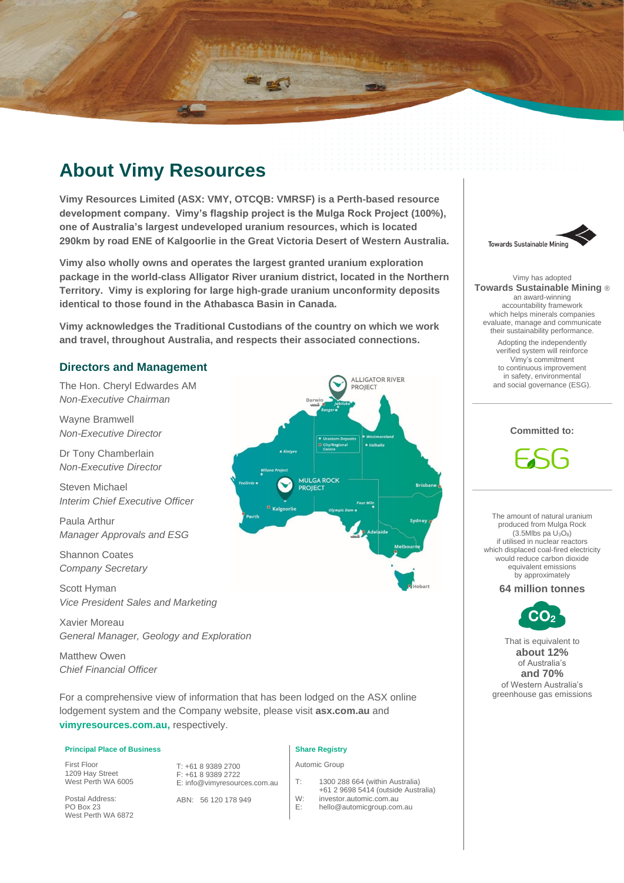# About Vimy Resources

**Vimy Resources Limited (ASX: VMY, OTCQB: VMRSF) is a Perth-based resource development company. Vimy's flagship project is the Mulga Rock Project (100%), one of Australia's largest undeveloped uranium resources, which is located 290km by road ENE of Kalgoorlie in the Great Victoria Desert of Western Australia.**

**Vimy also wholly owns and operates the largest granted uranium exploration package in the world-class Alligator River uranium district, located in the Northern Territory. Vimy is exploring for large high-grade uranium unconformity deposits identical to those found in the Athabasca Basin in Canada.**

**Vimy acknowledges the Traditional Custodians of the country on which we work and travel, throughout Australia, and respects their associated connections.**

## Directors and Management

The Hon. Cheryl Edwardes AM
*Non-Executive Chairman*

Wayne Bramwell
*Non-Executive Director*

Dr Tony Chamberlain
*Non-Executive Director*

Steven Michael
*Interim Chief Executive Officer*

Paula Arthur
*Manager Approvals and ESG*

Shannon Coates
*Company Secretary*

Scott Hyman
*Vice President Sales and Marketing*

Xavier Moreau
*General Manager, Geology and Exploration*

Matthew Owen
*Chief Financial Officer*

ALLIGATOR RIVER PROJECT
Darwin
Jabiluka
Ranger
Uranium Deposits
City/Regional Centre
Westmoreland
Valhalla
Kintyre
Wiluna Project
Yeelirrie
MULGA ROCK PROJECT
Brisbane
Four Mile
Kalgoorlie
Olympic Dam
Perth
Sydney
Adelaide
Melbourne
Hobart

For a comprehensive view of information that has been lodged on the ASX online lodgement system and the Company website, please visit **asx.com.au** and **vimyresources.com.au,** respectively.

**Principal Place of Business**

First Floor
1209 Hay Street
West Perth WA 6005

Postal Address:
PO Box 23
West Perth WA 6872

T: +61 8 9389 2700
F: +61 8 9389 2722
E: info@vimyresources.com.au

ABN: 56 120 178 949

**Share Registry**

Automic Group

T: 1300 288 664 (within Australia)
+61 2 9698 5414 (outside Australia)
W: investor.automic.com.au
E: hello@automicgroup.com.au

Towards Sustainable Mining

Vimy has adopted
**Towards Sustainable Mining ®**
an award-winning accountability framework which helps minerals companies evaluate, manage and communicate their sustainability performance.

Adopting the independently verified system will reinforce Vimy's commitment to continuous improvement in safety, environmental and social governance (ESG).

**Committed to:**

ESG

The amount of natural uranium produced from Mulga Rock (3.5Mlbs pa $U_3O_8$) if utilised in nuclear reactors which displaced coal-fired electricity would reduce carbon dioxide equivalent emissions by approximately

**64 million tonnes**

$CO_2$

That is equivalent to
**about 12%**
of Australia's
**and 70%**
of Western Australia's greenhouse gas emissions